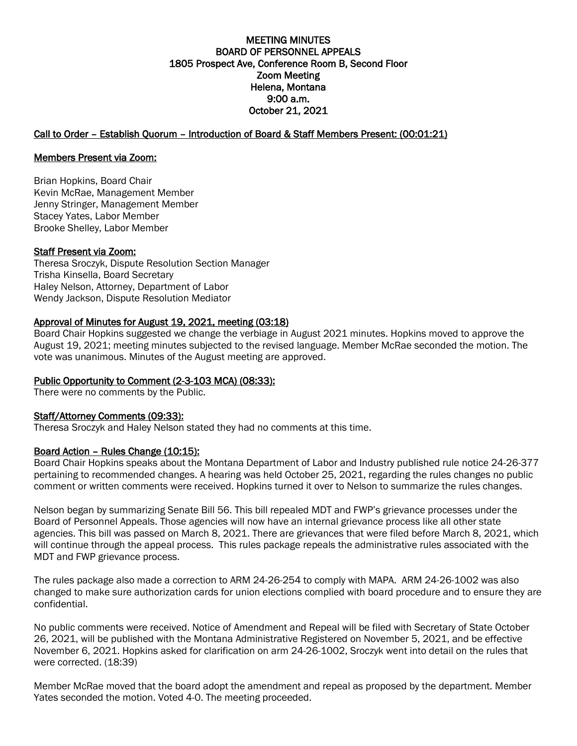# MEETING MINUTES
# BOARD OF PERSONNEL APPEALS
## 1805 Prospect Ave, Conference Room B, Second Floor
## Zoom Meeting
## Helena, Montana
## 9:00 a.m.
## October 21, 2021

**Call to Order – Establish Quorum – Introduction of Board & Staff Members Present: (00:01:21)**

**Members Present via Zoom:**

Brian Hopkins, Board Chair
Kevin McRae, Management Member
Jenny Stringer, Management Member
Stacey Yates, Labor Member
Brooke Shelley, Labor Member

**Staff Present via Zoom:**

Theresa Sroczyk, Dispute Resolution Section Manager
Trisha Kinsella, Board Secretary
Haley Nelson, Attorney, Department of Labor
Wendy Jackson, Dispute Resolution Mediator

**Approval of Minutes for August 19, 2021, meeting (03:18)**

Board Chair Hopkins suggested we change the verbiage in August 2021 minutes. Hopkins moved to approve the August 19, 2021; meeting minutes subjected to the revised language. Member McRae seconded the motion. The vote was unanimous. Minutes of the August meeting are approved.

**Public Opportunity to Comment (2-3-103 MCA) (08:33):**

There were no comments by the Public.

**Staff/Attorney Comments (09:33):**

Theresa Sroczyk and Haley Nelson stated they had no comments at this time.

**Board Action – Rules Change (10:15):**

Board Chair Hopkins speaks about the Montana Department of Labor and Industry published rule notice 24-26-377 pertaining to recommended changes. A hearing was held October 25, 2021, regarding the rules changes no public comment or written comments were received. Hopkins turned it over to Nelson to summarize the rules changes.

Nelson began by summarizing Senate Bill 56. This bill repealed MDT and FWP's grievance processes under the Board of Personnel Appeals. Those agencies will now have an internal grievance process like all other state agencies. This bill was passed on March 8, 2021. There are grievances that were filed before March 8, 2021, which will continue through the appeal process. This rules package repeals the administrative rules associated with the MDT and FWP grievance process.

The rules package also made a correction to ARM 24-26-254 to comply with MAPA. ARM 24-26-1002 was also changed to make sure authorization cards for union elections complied with board procedure and to ensure they are confidential.

No public comments were received. Notice of Amendment and Repeal will be filed with Secretary of State October 26, 2021, will be published with the Montana Administrative Registered on November 5, 2021, and be effective November 6, 2021. Hopkins asked for clarification on arm 24-26-1002, Sroczyk went into detail on the rules that were corrected. (18:39)

Member McRae moved that the board adopt the amendment and repeal as proposed by the department. Member Yates seconded the motion. Voted 4-0. The meeting proceeded.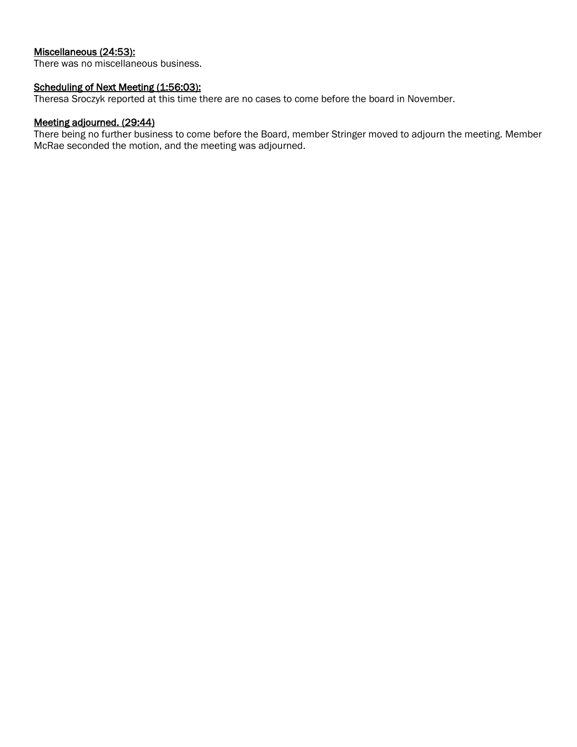<u>Miscellaneous (24:53):</u>
There was no miscellaneous business.

<u>Scheduling of Next Meeting (1:56:03):</u>
Theresa Sroczyk reported at this time there are no cases to come before the board in November.

<u>Meeting adjourned. (29:44)</u>
There being no further business to come before the Board, member Stringer moved to adjourn the meeting. Member McRae seconded the motion, and the meeting was adjourned.